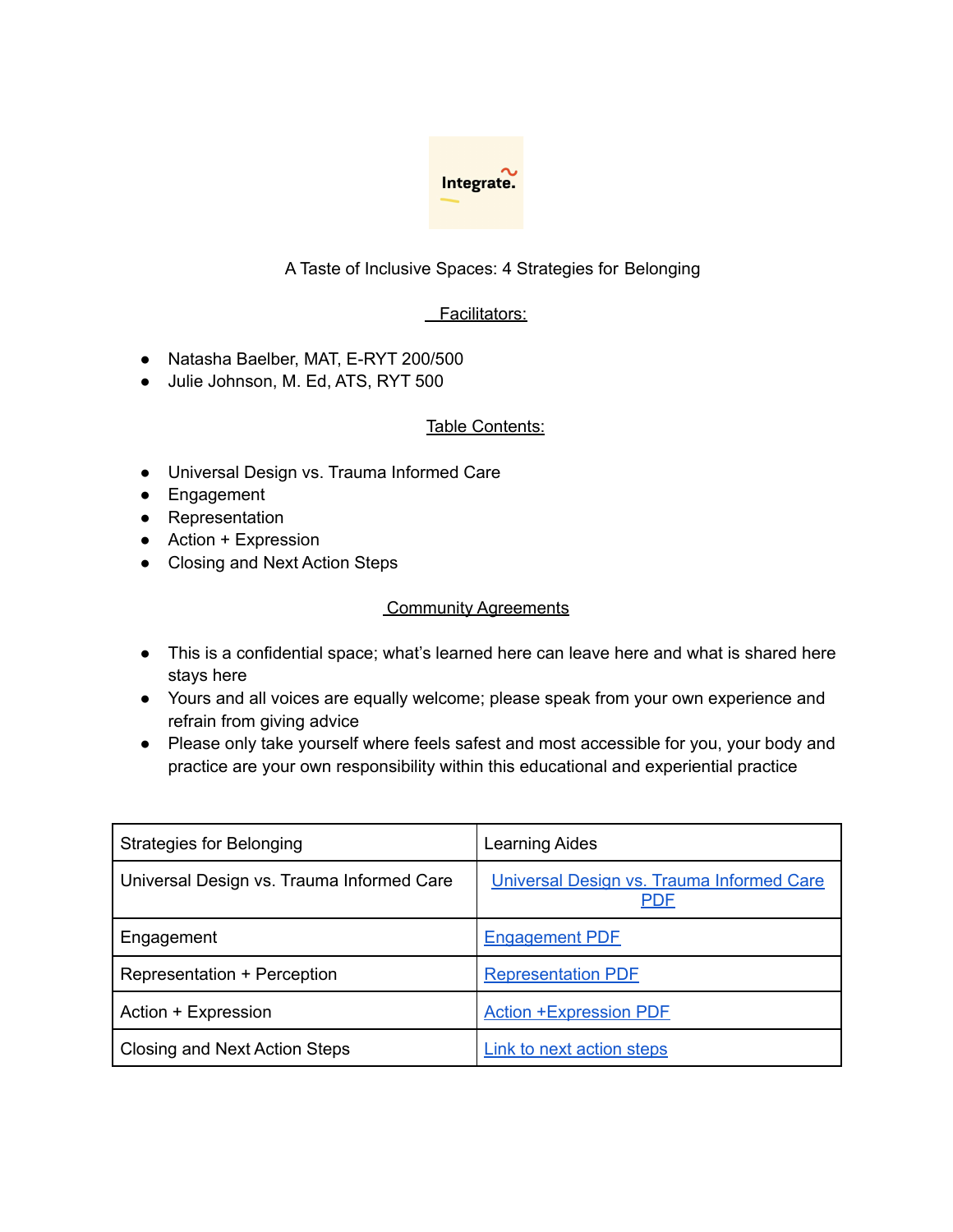Integrate.

A Taste of Inclusive Spaces: 4 Strategies for Belonging

Facilitators:

- Natasha Baelber, MAT, E-RYT 200/500
- Julie Johnson, M. Ed, ATS, RYT 500

Table Contents:

- Universal Design vs. Trauma Informed Care
- Engagement
- Representation
- Action + Expression
- Closing and Next Action Steps

Community Agreements

- This is a confidential space; what's learned here can leave here and what is shared here stays here
- Yours and all voices are equally welcome; please speak from your own experience and refrain from giving advice
- Please only take yourself where feels safest and most accessible for you, your body and practice are your own responsibility within this educational and experiential practice

| Strategies for Belonging | Learning Aides |
| --- | --- |
| Universal Design vs. Trauma Informed Care | Universal Design vs. Trauma Informed Care PDF |
| Engagement | Engagement PDF |
| Representation + Perception | Representation PDF |
| Action + Expression | Action +Expression PDF |
| Closing and Next Action Steps | Link to next action steps |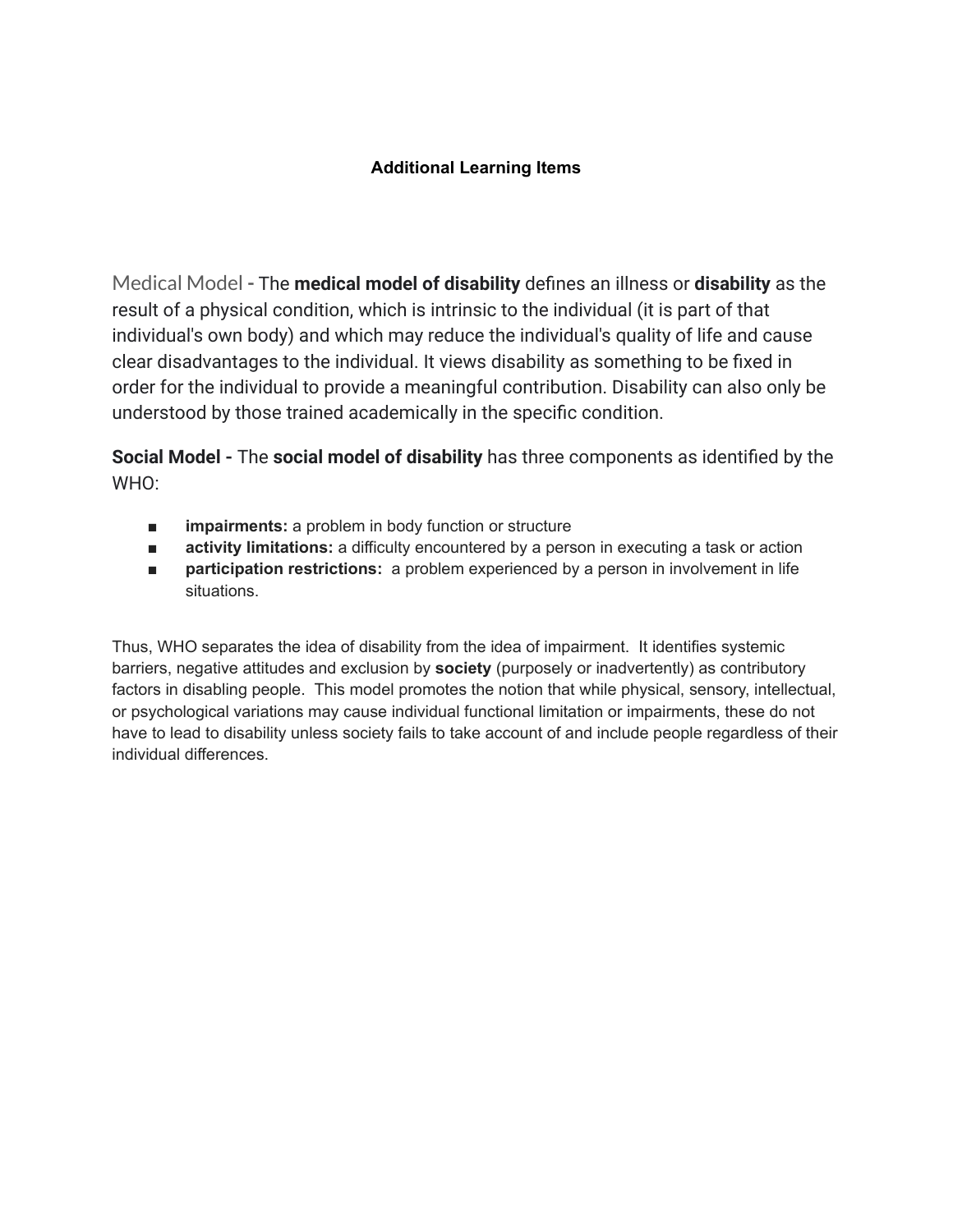**Additional Learning Items**

Medical Model - The **medical model of disability** defines an illness or **disability** as the result of a physical condition, which is intrinsic to the individual (it is part of that individual's own body) and which may reduce the individual's quality of life and cause clear disadvantages to the individual. It views disability as something to be fixed in order for the individual to provide a meaningful contribution. Disability can also only be understood by those trained academically in the specific condition.

**Social Model -** The **social model of disability** has three components as identified by the WHO:

- **impairments:** a problem in body function or structure
- **activity limitations:** a difficulty encountered by a person in executing a task or action
- **participation restrictions:** a problem experienced by a person in involvement in life situations.

Thus, WHO separates the idea of disability from the idea of impairment. It identifies systemic barriers, negative attitudes and exclusion by **society** (purposely or inadvertently) as contributory factors in disabling people. This model promotes the notion that while physical, sensory, intellectual, or psychological variations may cause individual functional limitation or impairments, these do not have to lead to disability unless society fails to take account of and include people regardless of their individual differences.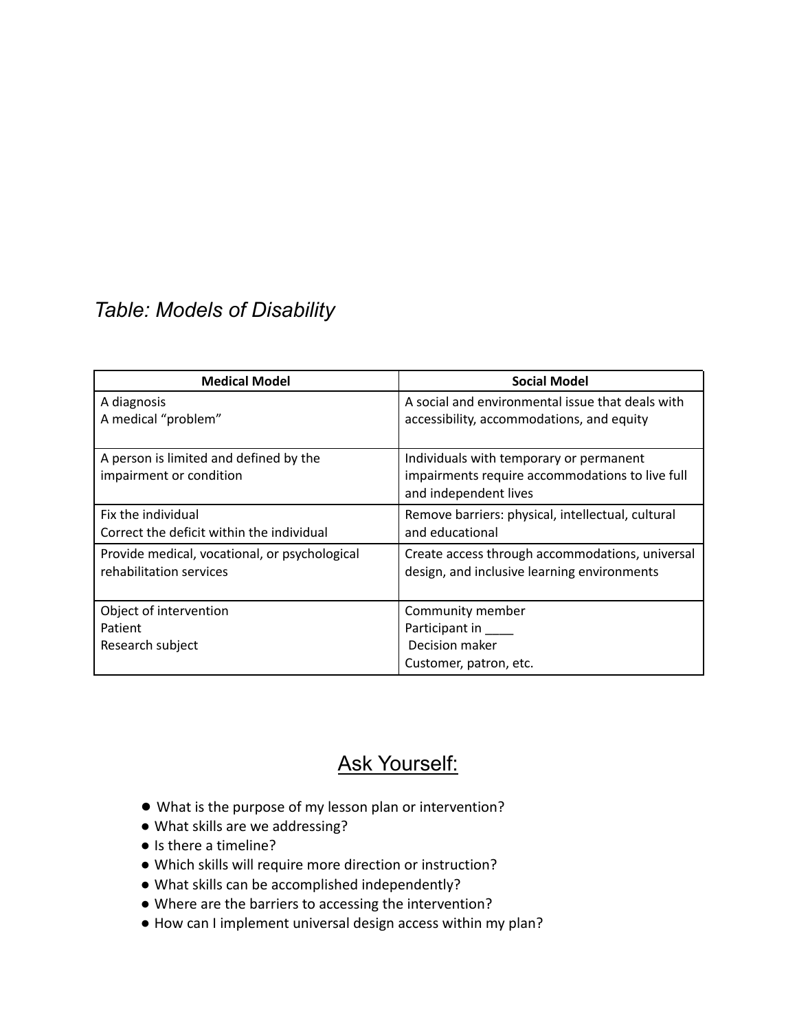*Table: Models of Disability*

| Medical Model | Social Model |
|---|---|
| A diagnosis<br>A medical "problem" | A social and environmental issue that deals with accessibility, accommodations, and equity |
| A person is limited and defined by the impairment or condition | Individuals with temporary or permanent impairments require accommodations to live full and independent lives |
| Fix the individual<br>Correct the deficit within the individual | Remove barriers: physical, intellectual, cultural and educational |
| Provide medical, vocational, or psychological rehabilitation services | Create access through accommodations, universal design, and inclusive learning environments |
| Object of intervention<br>Patient<br>Research subject | Community member<br>Participant in ____<br>Decision maker<br>Customer, patron, etc. |

## Ask Yourself:

- What is the purpose of my lesson plan or intervention?
- What skills are we addressing?
- Is there a timeline?
- Which skills will require more direction or instruction?
- What skills can be accomplished independently?
- Where are the barriers to accessing the intervention?
- How can I implement universal design access within my plan?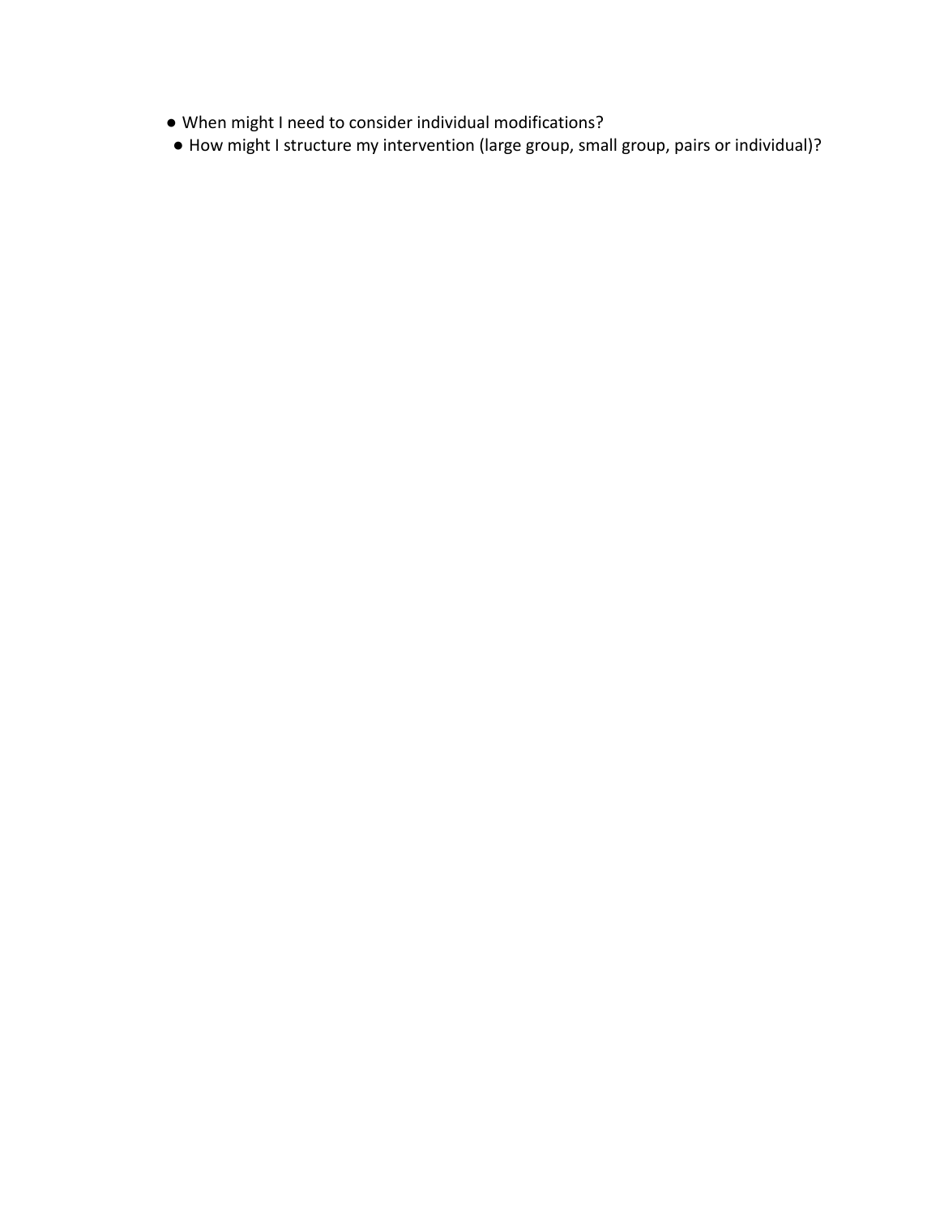- When might I need to consider individual modifications?
- How might I structure my intervention (large group, small group, pairs or individual)?